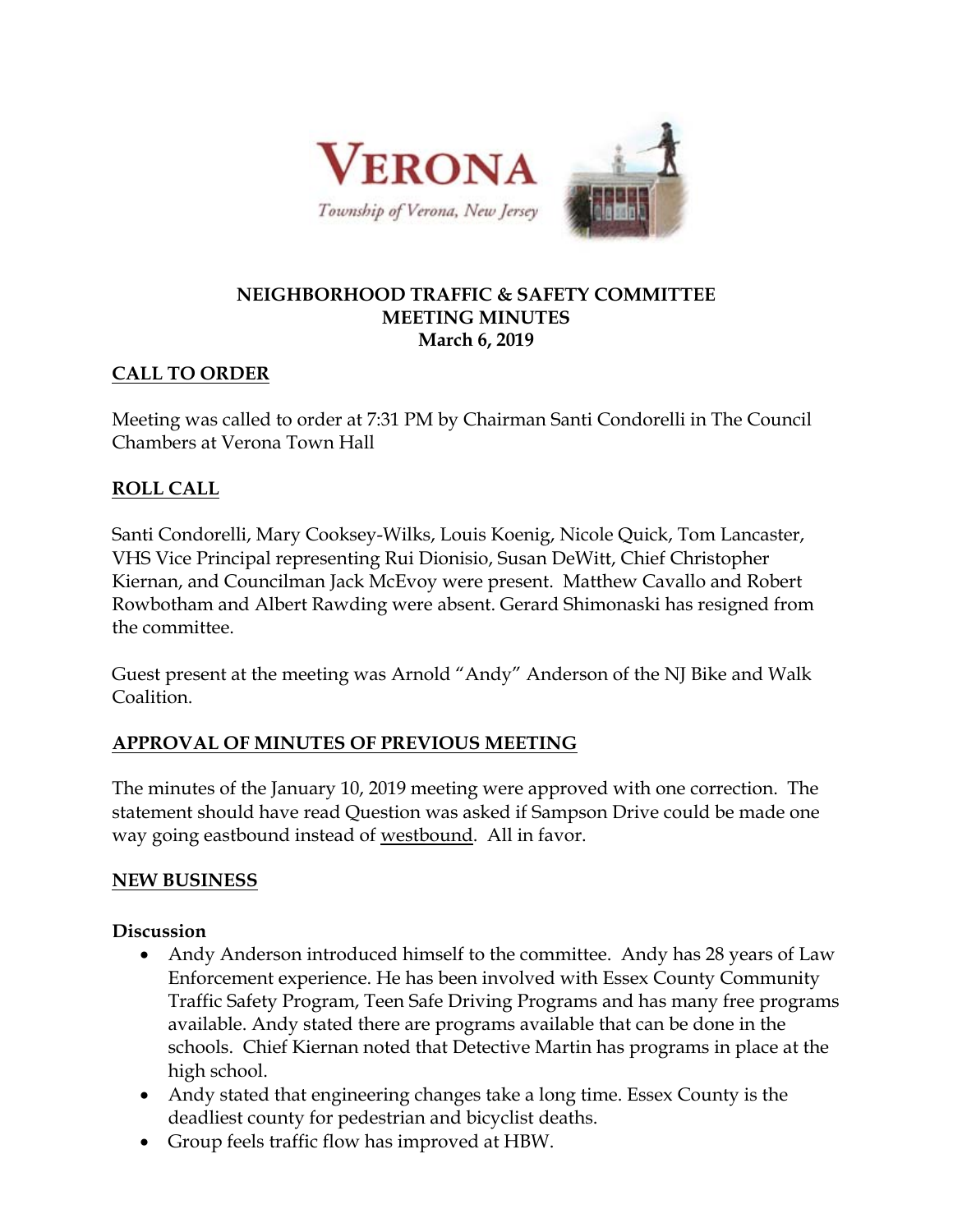VERONA

Township of Verona, New Jersey

## NEIGHBORHOOD TRAFFIC & SAFETY COMMITTEE
## MEETING MINUTES
## March 6, 2019

### CALL TO ORDER

Meeting was called to order at 7:31 PM by Chairman Santi Condorelli in The Council Chambers at Verona Town Hall

### ROLL CALL

Santi Condorelli, Mary Cooksey-Wilks, Louis Koenig, Nicole Quick, Tom Lancaster, VHS Vice Principal representing Rui Dionisio, Susan DeWitt, Chief Christopher Kiernan, and Councilman Jack McEvoy were present. Matthew Cavallo and Robert Rowbotham and Albert Rawding were absent. Gerard Shimonaski has resigned from the committee.

Guest present at the meeting was Arnold "Andy" Anderson of the NJ Bike and Walk Coalition.

### APPROVAL OF MINUTES OF PREVIOUS MEETING

The minutes of the January 10, 2019 meeting were approved with one correction. The statement should have read Question was asked if Sampson Drive could be made one way going eastbound instead of westbound. All in favor.

### NEW BUSINESS

**Discussion**

- Andy Anderson introduced himself to the committee. Andy has 28 years of Law Enforcement experience. He has been involved with Essex County Community Traffic Safety Program, Teen Safe Driving Programs and has many free programs available. Andy stated there are programs available that can be done in the schools. Chief Kiernan noted that Detective Martin has programs in place at the high school.
- Andy stated that engineering changes take a long time. Essex County is the deadliest county for pedestrian and bicyclist deaths.
- Group feels traffic flow has improved at HBW.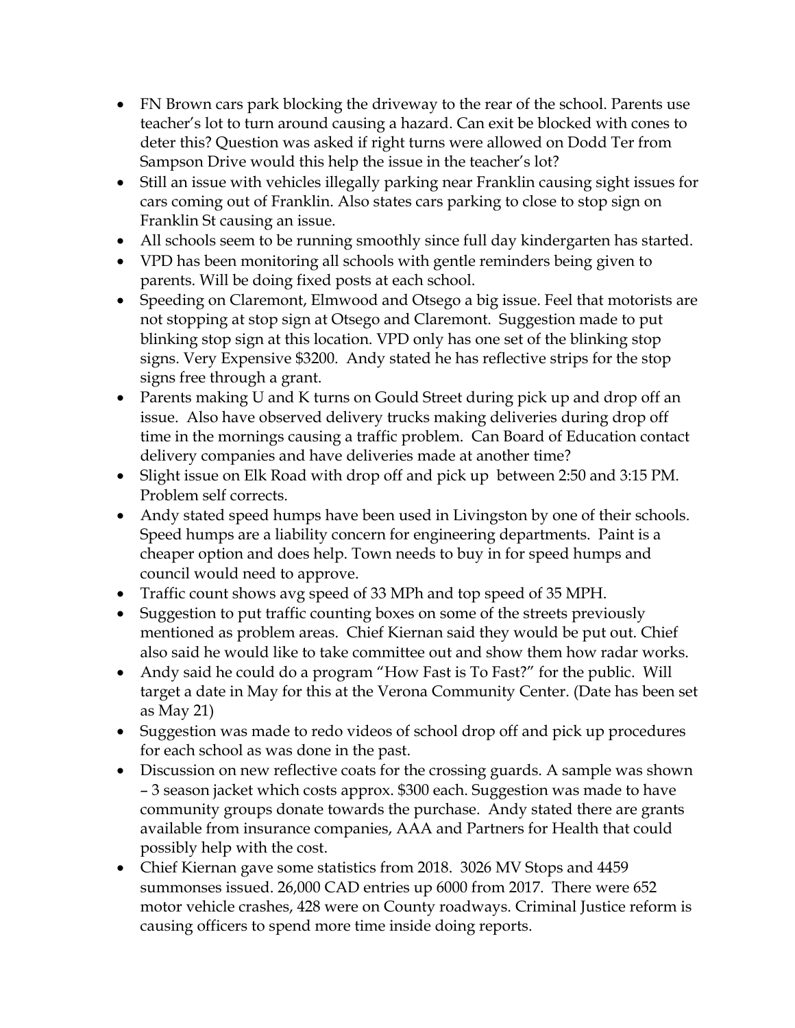- FN Brown cars park blocking the driveway to the rear of the school. Parents use teacher's lot to turn around causing a hazard. Can exit be blocked with cones to deter this? Question was asked if right turns were allowed on Dodd Ter from Sampson Drive would this help the issue in the teacher's lot?
- Still an issue with vehicles illegally parking near Franklin causing sight issues for cars coming out of Franklin. Also states cars parking to close to stop sign on Franklin St causing an issue.
- All schools seem to be running smoothly since full day kindergarten has started.
- VPD has been monitoring all schools with gentle reminders being given to parents. Will be doing fixed posts at each school.
- Speeding on Claremont, Elmwood and Otsego a big issue. Feel that motorists are not stopping at stop sign at Otsego and Claremont. Suggestion made to put blinking stop sign at this location. VPD only has one set of the blinking stop signs. Very Expensive $3200. Andy stated he has reflective strips for the stop signs free through a grant.
- Parents making U and K turns on Gould Street during pick up and drop off an issue. Also have observed delivery trucks making deliveries during drop off time in the mornings causing a traffic problem. Can Board of Education contact delivery companies and have deliveries made at another time?
- Slight issue on Elk Road with drop off and pick up between 2:50 and 3:15 PM. Problem self corrects.
- Andy stated speed humps have been used in Livingston by one of their schools. Speed humps are a liability concern for engineering departments. Paint is a cheaper option and does help. Town needs to buy in for speed humps and council would need to approve.
- Traffic count shows avg speed of 33 MPh and top speed of 35 MPH.
- Suggestion to put traffic counting boxes on some of the streets previously mentioned as problem areas. Chief Kiernan said they would be put out. Chief also said he would like to take committee out and show them how radar works.
- Andy said he could do a program "How Fast is To Fast?" for the public. Will target a date in May for this at the Verona Community Center. (Date has been set as May 21)
- Suggestion was made to redo videos of school drop off and pick up procedures for each school as was done in the past.
- Discussion on new reflective coats for the crossing guards. A sample was shown – 3 season jacket which costs approx. $300 each. Suggestion was made to have community groups donate towards the purchase. Andy stated there are grants available from insurance companies, AAA and Partners for Health that could possibly help with the cost.
- Chief Kiernan gave some statistics from 2018. 3026 MV Stops and 4459 summonses issued. 26,000 CAD entries up 6000 from 2017. There were 652 motor vehicle crashes, 428 were on County roadways. Criminal Justice reform is causing officers to spend more time inside doing reports.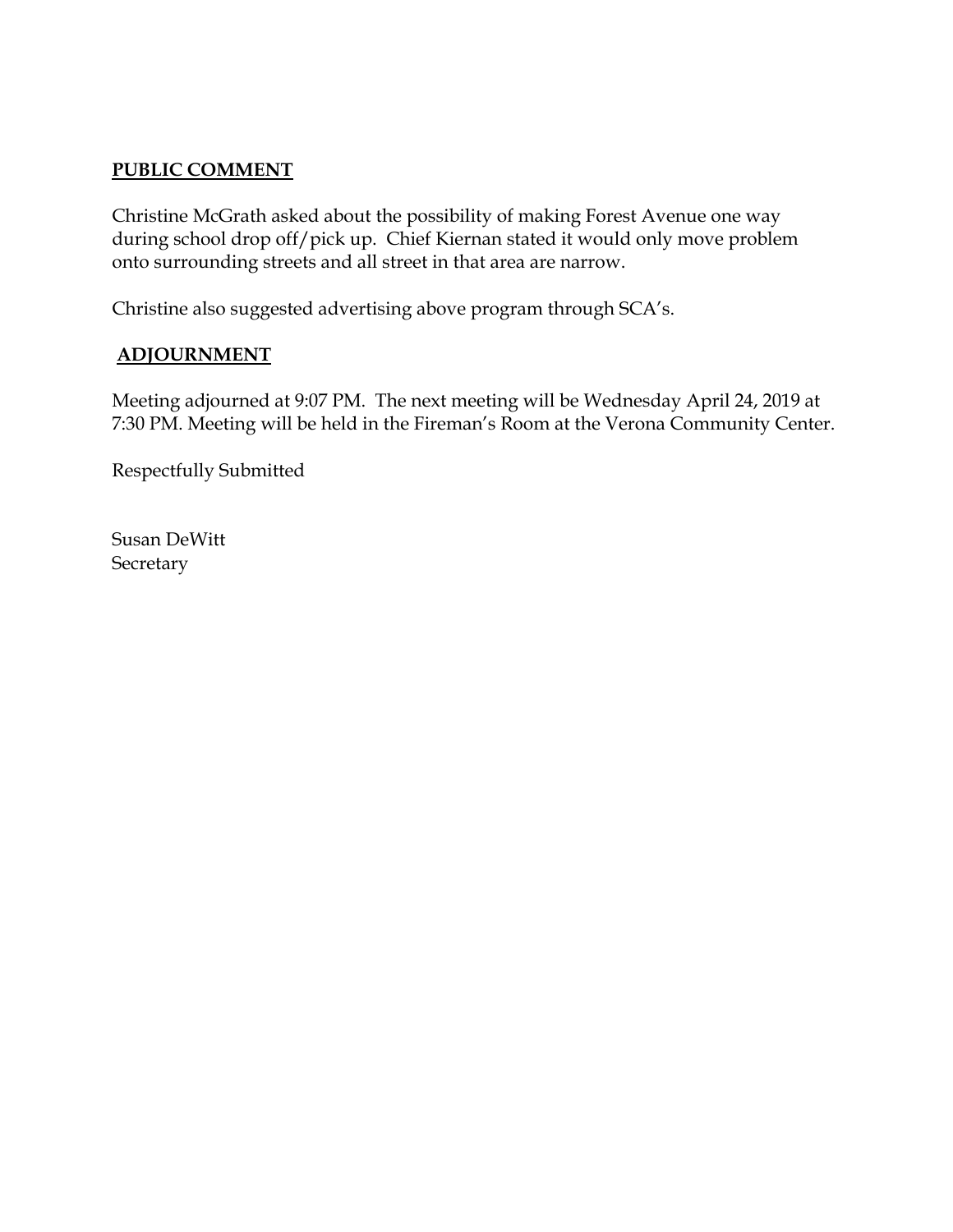**PUBLIC COMMENT**

Christine McGrath asked about the possibility of making Forest Avenue one way during school drop off/pick up. Chief Kiernan stated it would only move problem onto surrounding streets and all street in that area are narrow.

Christine also suggested advertising above program through SCA's.

**ADJOURNMENT**

Meeting adjourned at 9:07 PM. The next meeting will be Wednesday April 24, 2019 at 7:30 PM. Meeting will be held in the Fireman's Room at the Verona Community Center.

Respectfully Submitted

Susan DeWitt
Secretary